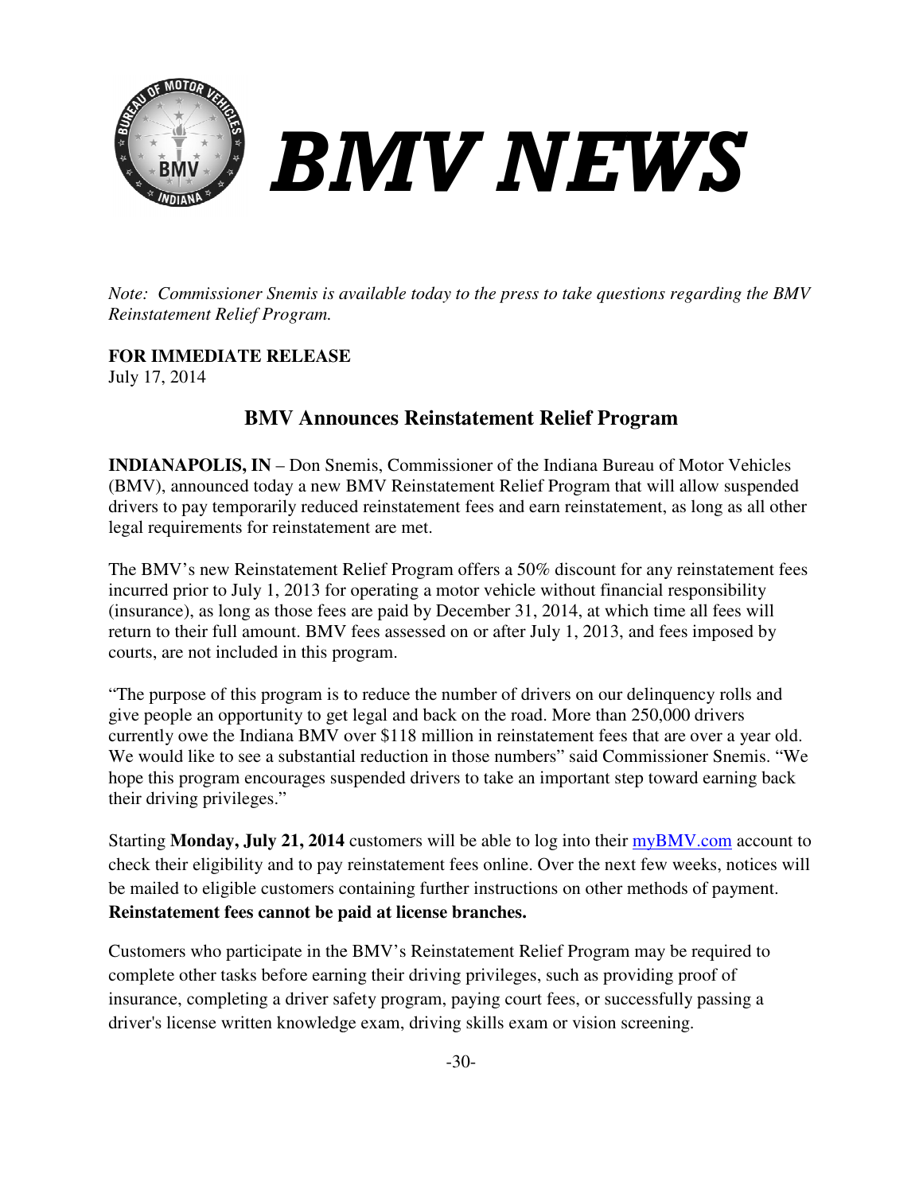# BMV NEWS

*Note: Commissioner Snemis is available today to the press to take questions regarding the BMV Reinstatement Relief Program.*

**FOR IMMEDIATE RELEASE**
July 17, 2014

## BMV Announces Reinstatement Relief Program

**INDIANAPOLIS, IN** – Don Snemis, Commissioner of the Indiana Bureau of Motor Vehicles (BMV), announced today a new BMV Reinstatement Relief Program that will allow suspended drivers to pay temporarily reduced reinstatement fees and earn reinstatement, as long as all other legal requirements for reinstatement are met.

The BMV's new Reinstatement Relief Program offers a 50% discount for any reinstatement fees incurred prior to July 1, 2013 for operating a motor vehicle without financial responsibility (insurance), as long as those fees are paid by December 31, 2014, at which time all fees will return to their full amount. BMV fees assessed on or after July 1, 2013, and fees imposed by courts, are not included in this program.

"The purpose of this program is to reduce the number of drivers on our delinquency rolls and give people an opportunity to get legal and back on the road. More than 250,000 drivers currently owe the Indiana BMV over $118 million in reinstatement fees that are over a year old. We would like to see a substantial reduction in those numbers" said Commissioner Snemis. "We hope this program encourages suspended drivers to take an important step toward earning back their driving privileges."

Starting **Monday, July 21, 2014** customers will be able to log into their [myBMV.com](myBMV.com) account to check their eligibility and to pay reinstatement fees online. Over the next few weeks, notices will be mailed to eligible customers containing further instructions on other methods of payment. **Reinstatement fees cannot be paid at license branches.**

Customers who participate in the BMV's Reinstatement Relief Program may be required to complete other tasks before earning their driving privileges, such as providing proof of insurance, completing a driver safety program, paying court fees, or successfully passing a driver's license written knowledge exam, driving skills exam or vision screening.

-30-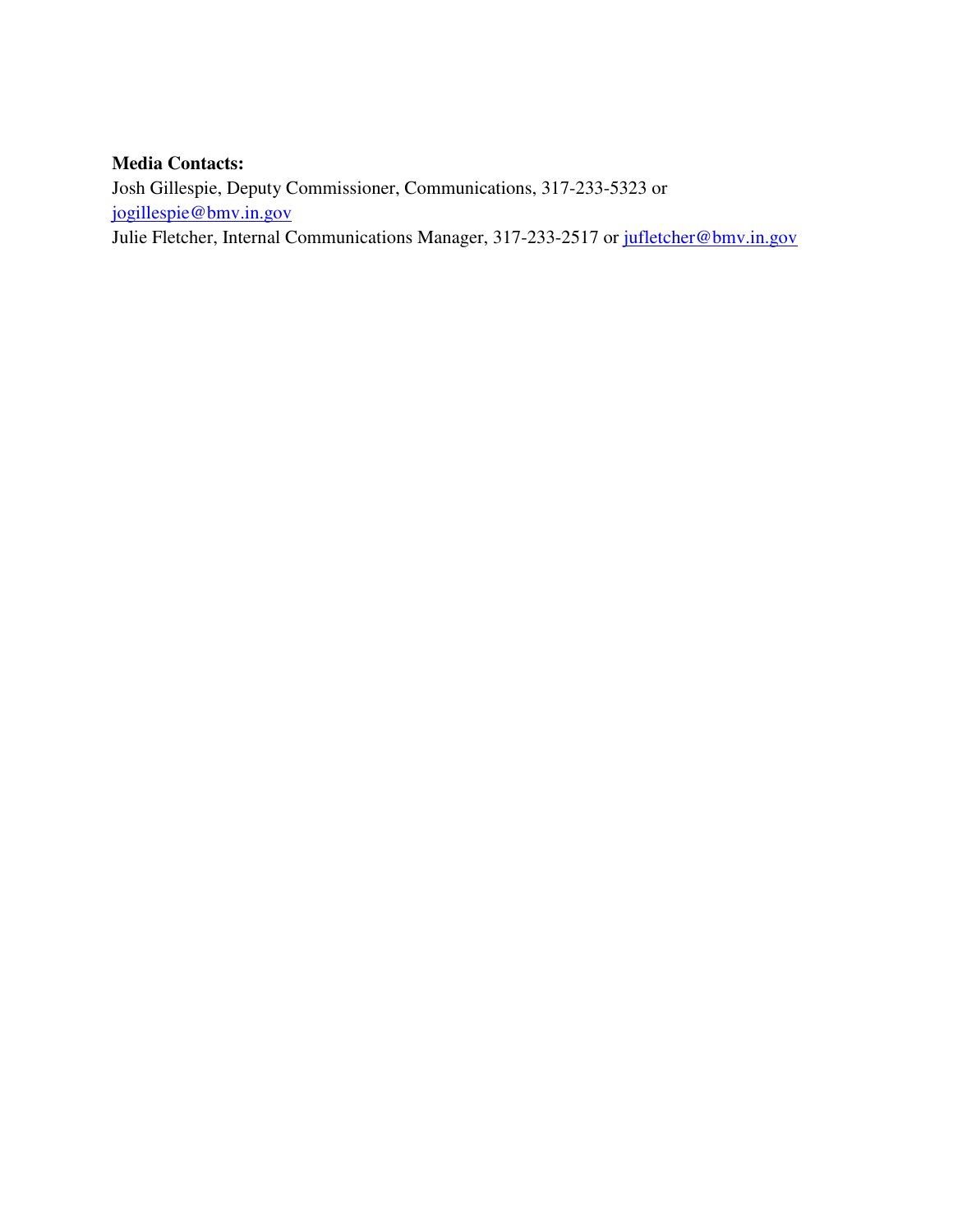**Media Contacts:**
Josh Gillespie, Deputy Commissioner, Communications, 317-233-5323 or jogillespie@bmv.in.gov
Julie Fletcher, Internal Communications Manager, 317-233-2517 or jufletcher@bmv.in.gov